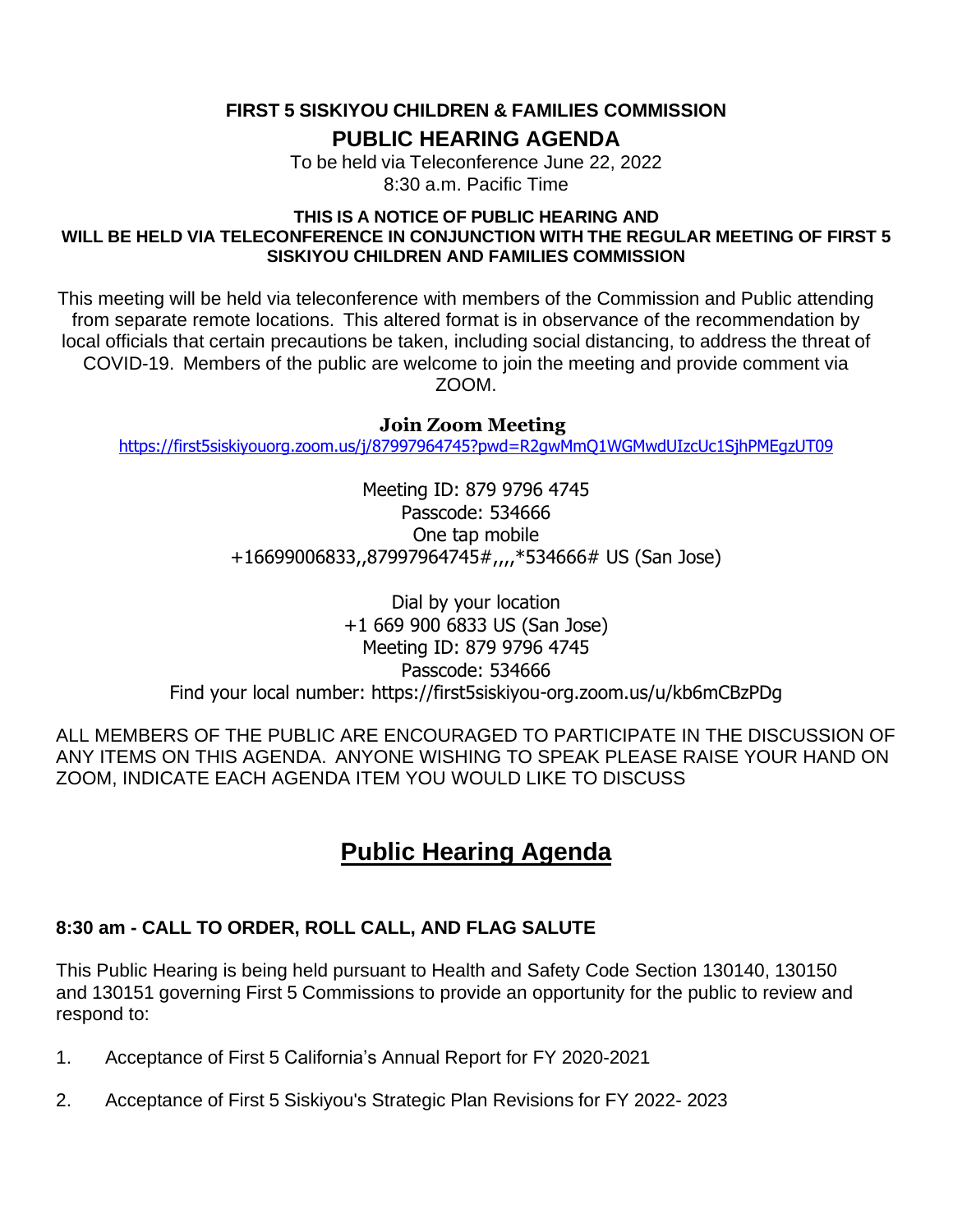**FIRST 5 SISKIYOU CHILDREN & FAMILIES COMMISSION**

# PUBLIC HEARING AGENDA

To be held via Teleconference June 22, 2022
8:30 a.m. Pacific Time

**THIS IS A NOTICE OF PUBLIC HEARING AND**
**WILL BE HELD VIA TELECONFERENCE IN CONJUNCTION WITH THE REGULAR MEETING OF FIRST 5 SISKIYOU CHILDREN AND FAMILIES COMMISSION**

This meeting will be held via teleconference with members of the Commission and Public attending from separate remote locations. This altered format is in observance of the recommendation by local officials that certain precautions be taken, including social distancing, to address the threat of COVID-19. Members of the public are welcome to join the meeting and provide comment via ZOOM.

**Join Zoom Meeting**

https://first5siskiyouorg.zoom.us/j/87997964745?pwd=R2gwMmQ1WGMwdUIzcUc1SjhPMEgzUT09

Meeting ID: 879 9796 4745
Passcode: 534666
One tap mobile
+16699006833,,87997964745#,,,,*534666# US (San Jose)

Dial by your location
+1 669 900 6833 US (San Jose)
Meeting ID: 879 9796 4745
Passcode: 534666
Find your local number: https://first5siskiyou-org.zoom.us/u/kb6mCBzPDg

ALL MEMBERS OF THE PUBLIC ARE ENCOURAGED TO PARTICIPATE IN THE DISCUSSION OF ANY ITEMS ON THIS AGENDA. ANYONE WISHING TO SPEAK PLEASE RAISE YOUR HAND ON ZOOM, INDICATE EACH AGENDA ITEM YOU WOULD LIKE TO DISCUSS

## Public Hearing Agenda

**8:30 am - CALL TO ORDER, ROLL CALL, AND FLAG SALUTE**

This Public Hearing is being held pursuant to Health and Safety Code Section 130140, 130150 and 130151 governing First 5 Commissions to provide an opportunity for the public to review and respond to:

1. Acceptance of First 5 California's Annual Report for FY 2020-2021

2. Acceptance of First 5 Siskiyou's Strategic Plan Revisions for FY 2022- 2023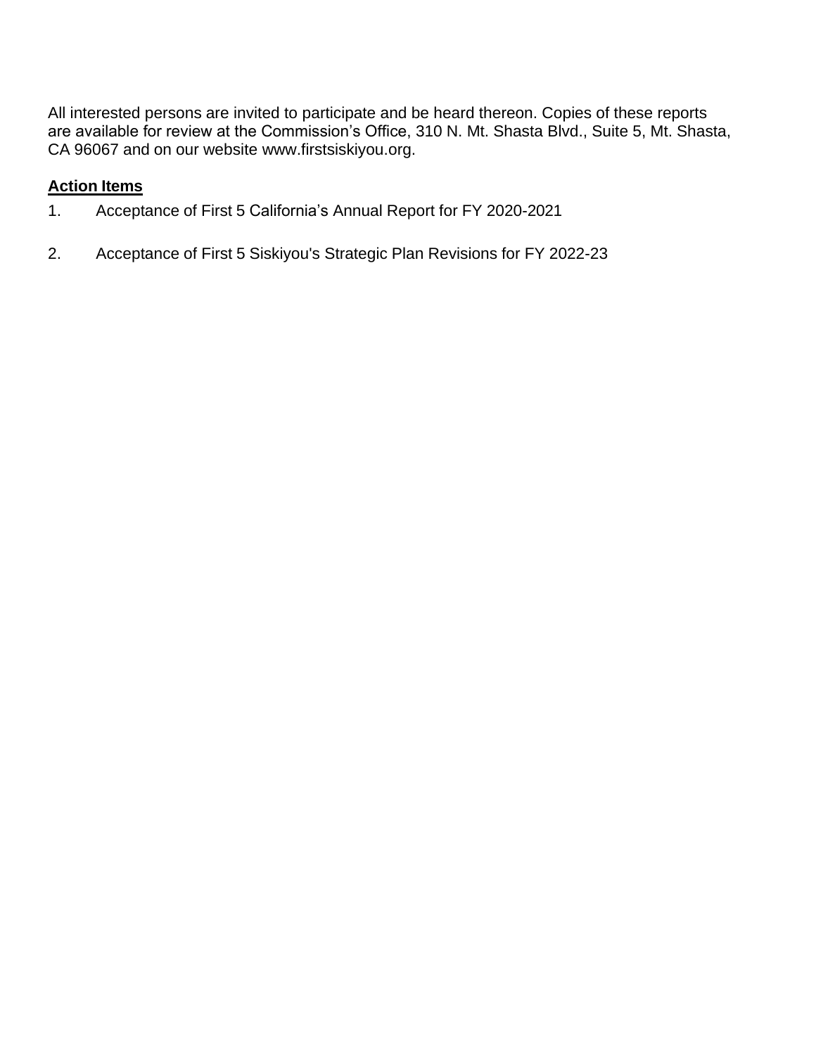All interested persons are invited to participate and be heard thereon. Copies of these reports are available for review at the Commission's Office, 310 N. Mt. Shasta Blvd., Suite 5, Mt. Shasta, CA 96067 and on our website www.firstsiskiyou.org.

**Action Items**

1. Acceptance of First 5 California's Annual Report for FY 2020-2021

2. Acceptance of First 5 Siskiyou's Strategic Plan Revisions for FY 2022-23